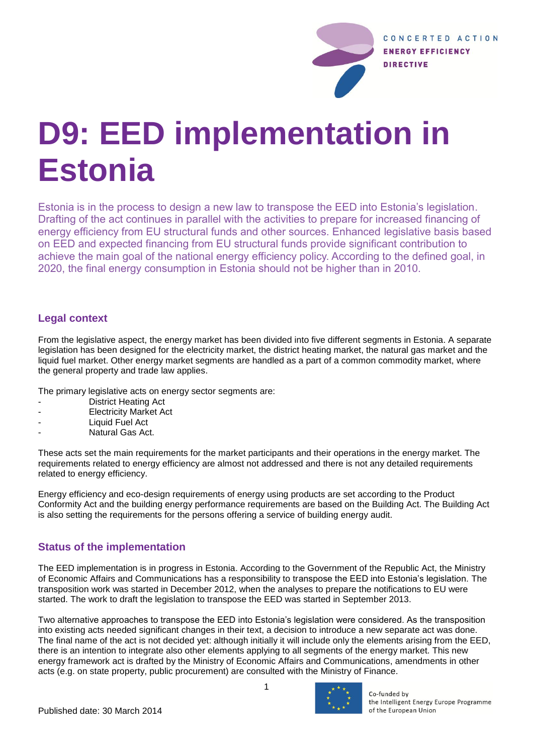# D9: EED implementation in Estonia

Estonia is in the process to design a new law to transpose the EED into Estonia's legislation. Drafting of the act continues in parallel with the activities to prepare for increased financing of energy efficiency from EU structural funds and other sources. Enhanced legislative basis based on EED and expected financing from EU structural funds provide significant contribution to achieve the main goal of the national energy efficiency policy. According to the defined goal, in 2020, the final energy consumption in Estonia should not be higher than in 2010.

## Legal context

From the legislative aspect, the energy market has been divided into five different segments in Estonia. A separate legislation has been designed for the electricity market, the district heating market, the natural gas market and the liquid fuel market. Other energy market segments are handled as a part of a common commodity market, where the general property and trade law applies.

The primary legislative acts on energy sector segments are:

- District Heating Act
- Electricity Market Act
- Liquid Fuel Act
- Natural Gas Act.

These acts set the main requirements for the market participants and their operations in the energy market. The requirements related to energy efficiency are almost not addressed and there is not any detailed requirements related to energy efficiency.

Energy efficiency and eco-design requirements of energy using products are set according to the Product Conformity Act and the building energy performance requirements are based on the Building Act. The Building Act is also setting the requirements for the persons offering a service of building energy audit.

## Status of the implementation

The EED implementation is in progress in Estonia. According to the Government of the Republic Act, the Ministry of Economic Affairs and Communications has a responsibility to transpose the EED into Estonia's legislation. The transposition work was started in December 2012, when the analyses to prepare the notifications to EU were started. The work to draft the legislation to transpose the EED was started in September 2013.

Two alternative approaches to transpose the EED into Estonia's legislation were considered. As the transposition into existing acts needed significant changes in their text, a decision to introduce a new separate act was done. The final name of the act is not decided yet: although initially it will include only the elements arising from the EED, there is an intention to integrate also other elements applying to all segments of the energy market. This new energy framework act is drafted by the Ministry of Economic Affairs and Communications, amendments in other acts (e.g. on state property, public procurement) are consulted with the Ministry of Finance.

Published date: 30 March 2014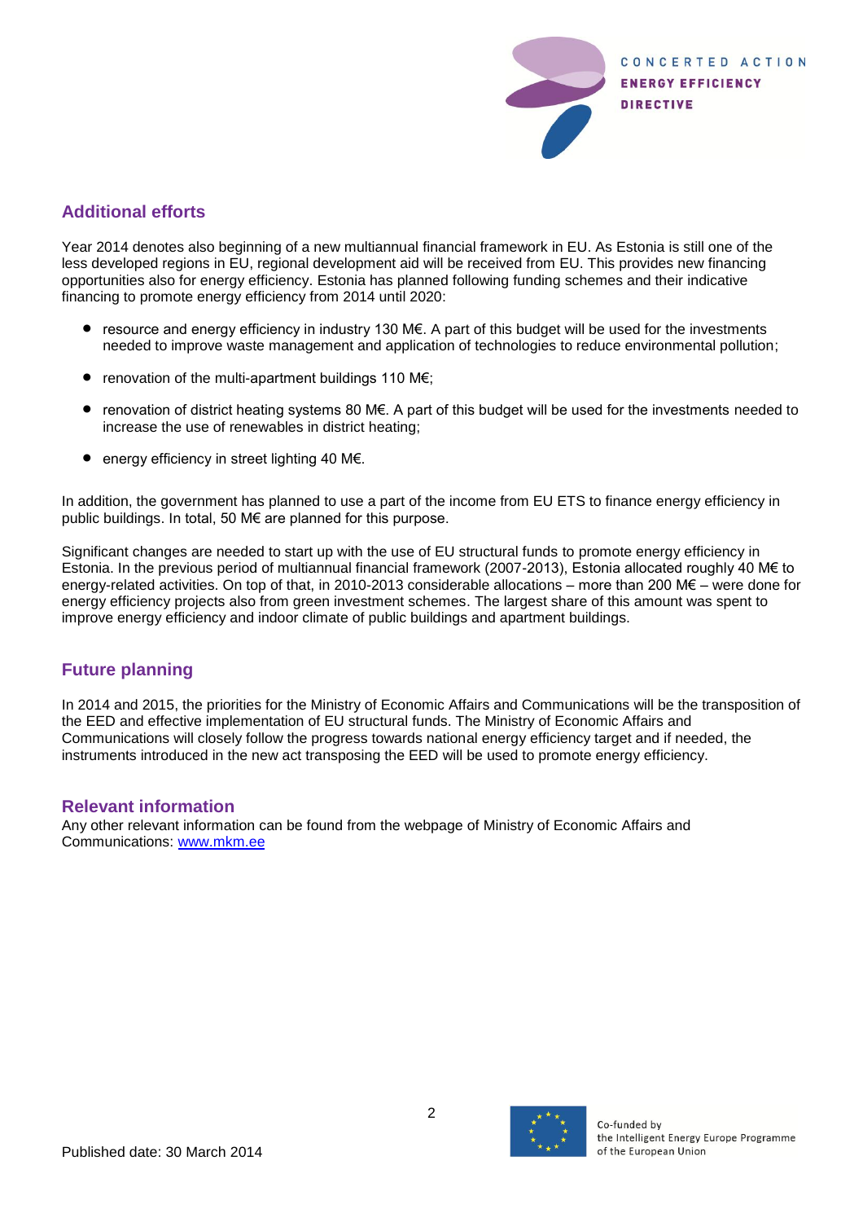## Additional efforts

Year 2014 denotes also beginning of a new multiannual financial framework in EU. As Estonia is still one of the less developed regions in EU, regional development aid will be received from EU. This provides new financing opportunities also for energy efficiency. Estonia has planned following funding schemes and their indicative financing to promote energy efficiency from 2014 until 2020:

- resource and energy efficiency in industry 130 M€. A part of this budget will be used for the investments needed to improve waste management and application of technologies to reduce environmental pollution;
- renovation of the multi-apartment buildings 110 M€;
- renovation of district heating systems 80 M€. A part of this budget will be used for the investments needed to increase the use of renewables in district heating;
- energy efficiency in street lighting 40 M€.

In addition, the government has planned to use a part of the income from EU ETS to finance energy efficiency in public buildings. In total, 50 M€ are planned for this purpose.

Significant changes are needed to start up with the use of EU structural funds to promote energy efficiency in Estonia. In the previous period of multiannual financial framework (2007-2013), Estonia allocated roughly 40 M€ to energy-related activities. On top of that, in 2010-2013 considerable allocations – more than 200 M€ – were done for energy efficiency projects also from green investment schemes. The largest share of this amount was spent to improve energy efficiency and indoor climate of public buildings and apartment buildings.

## Future planning

In 2014 and 2015, the priorities for the Ministry of Economic Affairs and Communications will be the transposition of the EED and effective implementation of EU structural funds. The Ministry of Economic Affairs and Communications will closely follow the progress towards national energy efficiency target and if needed, the instruments introduced in the new act transposing the EED will be used to promote energy efficiency.

## Relevant information

Any other relevant information can be found from the webpage of Ministry of Economic Affairs and Communications: [www.mkm.ee](http://www.mkm.ee)

Published date: 30 March 2014